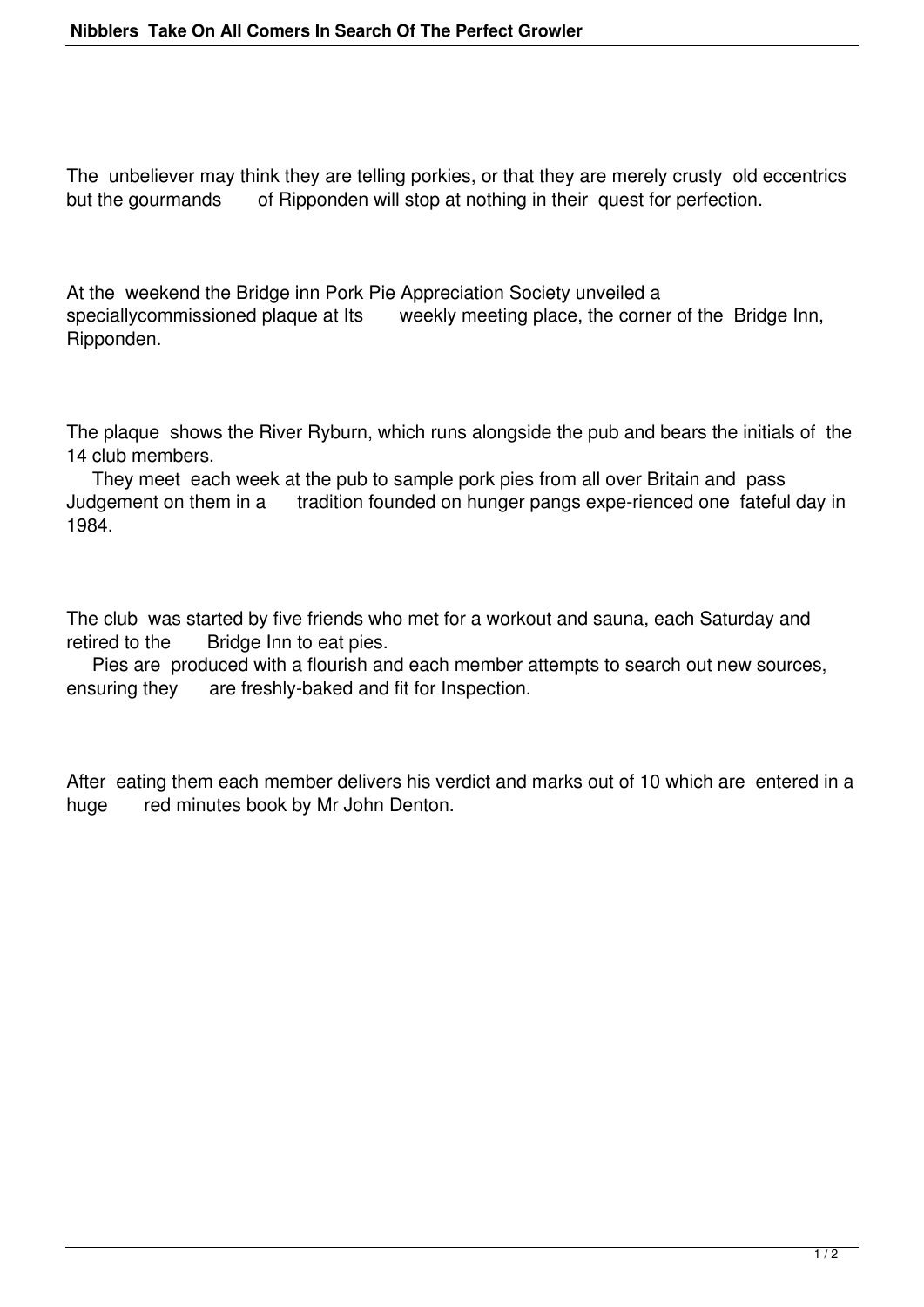# Nibblers Take On All Comers In Search Of The Perfect Growler

The unbeliever may think they are telling porkies, or that they are merely crusty old eccentrics but the gourmands of Ripponden will stop at nothing in their quest for perfection.

At the weekend the Bridge inn Pork Pie Appreciation Society unveiled a speciallycommissioned plaque at Its weekly meeting place, the corner of the Bridge Inn, Ripponden.

The plaque shows the River Ryburn, which runs alongside the pub and bears the initials of the 14 club members.

They meet each week at the pub to sample pork pies from all over Britain and pass Judgement on them in a tradition founded on hunger pangs expe-rienced one fateful day in 1984.

The club was started by five friends who met for a workout and sauna, each Saturday and retired to the Bridge Inn to eat pies.

Pies are produced with a flourish and each member attempts to search out new sources, ensuring they are freshly-baked and fit for Inspection.

After eating them each member delivers his verdict and marks out of 10 which are entered in a huge red minutes book by Mr John Denton.